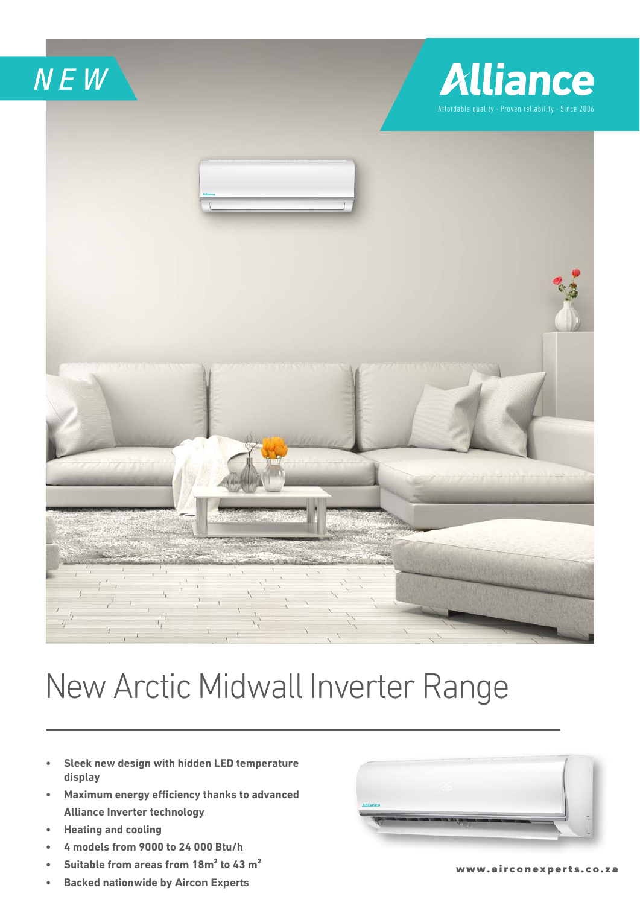NEW

# Alliance

Affordable quality · Proven reliability · Since 2006

# New Arctic Midwall Inverter Range

- **Sleek new design with hidden LED temperature display**
- **Maximum energy efficiency thanks to advanced Alliance Inverter technology**
- **Heating and cooling**
- **4 models from 9000 to 24 000 Btu/h**
- **Suitable from areas from 18m$^2$ to 43 m$^2$**
- **Backed nationwide by Aircon Experts**

www.airconexperts.co.za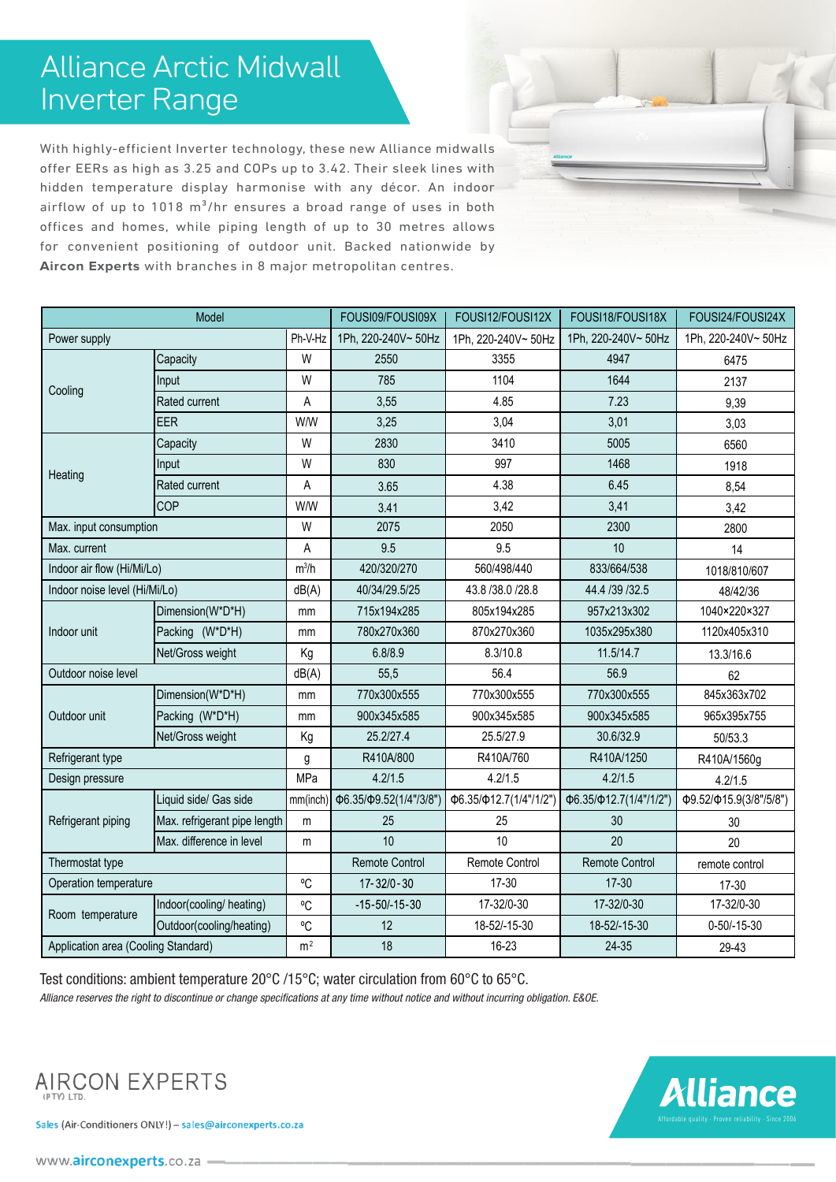# Alliance Arctic Midwall Inverter Range

With highly-efficient Inverter technology, these new Alliance midwalls offer EERs as high as 3.25 and COPs up to 3.42. Their sleek lines with hidden temperature display harmonise with any décor. An indoor airflow of up to 1018 $m^3$/hr ensures a broad range of uses in both offices and homes, while piping length of up to 30 metres allows for convenient positioning of outdoor unit. Backed nationwide by **Aircon Experts** with branches in 8 major metropolitan centres.

| Model | | | FOUSI09/FOUSI09X | FOUSI12/FOUSI12X | FOUSI18/FOUSI18X | FOUSI24/FOUSI24X |
|---|---|---|---|---|---|---|
| Power supply | | Ph-V-Hz | 1Ph, 220-240V~ 50Hz | 1Ph, 220-240V~ 50Hz | 1Ph, 220-240V~ 50Hz | 1Ph, 220-240V~ 50Hz |
| Cooling | Capacity | W | 2550 | 3355 | 4947 | 6475 |
| | Input | W | 785 | 1104 | 1644 | 2137 |
| | Rated current | A | 3,55 | 4.85 | 7.23 | 9,39 |
| | EER | W/W | 3,25 | 3,04 | 3,01 | 3,03 |
| Heating | Capacity | W | 2830 | 3410 | 5005 | 6560 |
| | Input | W | 830 | 997 | 1468 | 1918 |
| | Rated current | A | 3.65 | 4.38 | 6.45 | 8,54 |
| | COP | W/W | 3.41 | 3,42 | 3,41 | 3,42 |
| Max. input consumption | | W | 2075 | 2050 | 2300 | 2800 |
| Max. current | | A | 9.5 | 9.5 | 10 | 14 |
| Indoor air flow (Hi/Mi/Lo) | | $m^3$/h | 420/320/270 | 560/498/440 | 833/664/538 | 1018/810/607 |
| Indoor noise level (Hi/Mi/Lo) | | dB(A) | 40/34/29.5/25 | 43.8 /38.0 /28.8 | 44.4 /39 /32.5 | 48/42/36 |
| Indoor unit | Dimension(W*D*H) | mm | 715x194x285 | 805x194x285 | 957x213x302 | 1040×220×327 |
| | Packing (W*D*H) | mm | 780x270x360 | 870x270x360 | 1035x295x380 | 1120x405x310 |
| | Net/Gross weight | Kg | 6.8/8.9 | 8.3/10.8 | 11.5/14.7 | 13.3/16.6 |
| Outdoor noise level | | dB(A) | 55,5 | 56.4 | 56.9 | 62 |
| Outdoor unit | Dimension(W*D*H) | mm | 770x300x555 | 770x300x555 | 770x300x555 | 845x363x702 |
| | Packing (W*D*H) | mm | 900x345x585 | 900x345x585 | 900x345x585 | 965x395x755 |
| | Net/Gross weight | Kg | 25.2/27.4 | 25.5/27.9 | 30.6/32.9 | 50/53.3 |
| Refrigerant type | | g | R410A/800 | R410A/760 | R410A/1250 | R410A/1560g |
| Design pressure | | MPa | 4.2/1.5 | 4.2/1.5 | 4.2/1.5 | 4.2/1.5 |
| Refrigerant piping | Liquid side/ Gas side | mm(inch) | Φ6.35/Φ9.52(1/4"/3/8") | Φ6.35/Φ12.7(1/4"/1/2") | Φ6.35/Φ12.7(1/4"/1/2") | Φ9.52/Φ15.9(3/8"/5/8") |
| | Max. refrigerant pipe length | m | 25 | 25 | 30 | 30 |
| | Max. difference in level | m | 10 | 10 | 20 | 20 |
| Thermostat type | | | Remote Control | Remote Control | Remote Control | remote control |
| Operation temperature | | ºC | 17-32/0-30 | 17-30 | 17-30 | 17-30 |
| Room temperature | Indoor(cooling/ heating) | ºC | -15-50/-15-30 | 17-32/0-30 | 17-32/0-30 | 17-32/0-30 |
| | Outdoor(cooling/heating) | ºC | 12 | 18-52/-15-30 | 18-52/-15-30 | 0-50/-15-30 |
| Application area (Cooling Standard) | | $m^2$ | 18 | 16-23 | 24-35 | 29-43 |

Test conditions: ambient temperature 20°C /15°C; water circulation from 60°C to 65°C.

*Alliance reserves the right to discontinue or change specifications at any time without notice and without incurring obligation. E&OE.*

AIRCON EXPERTS (PTY) LTD.

Sales (Air-Conditioners ONLY!) – sales@airconexperts.co.za

Alliance – Affordable quality · Proven reliability · Since 2006

www.airconexperts.co.za